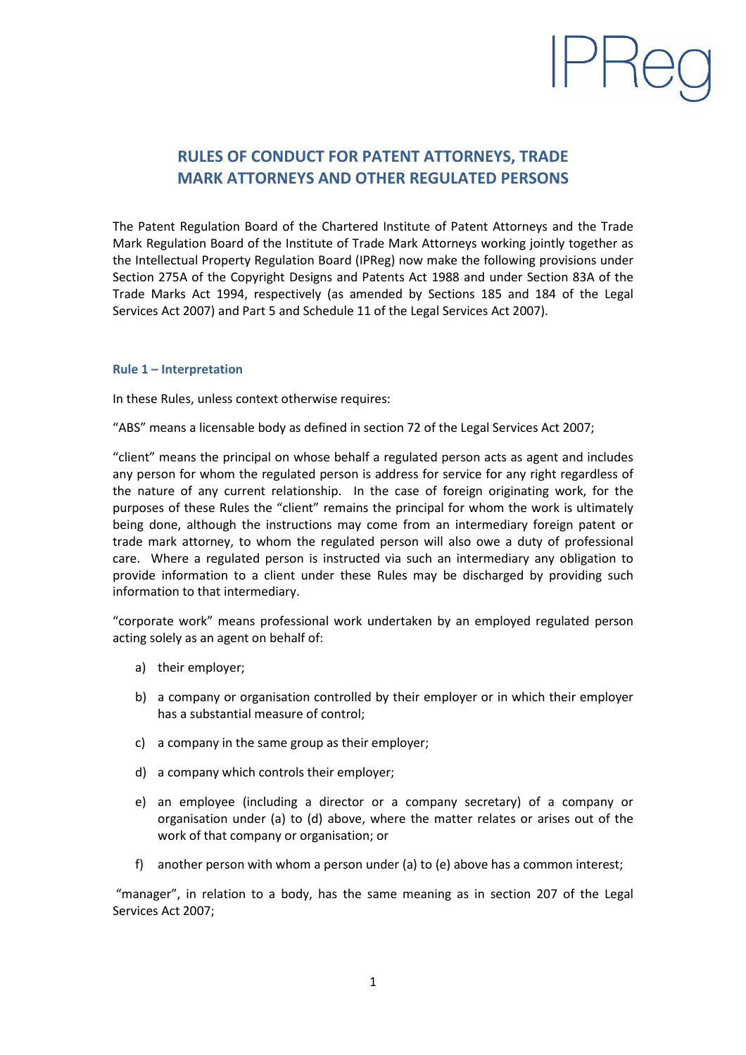IPReg

# RULES OF CONDUCT FOR PATENT ATTORNEYS, TRADE MARK ATTORNEYS AND OTHER REGULATED PERSONS

The Patent Regulation Board of the Chartered Institute of Patent Attorneys and the Trade Mark Regulation Board of the Institute of Trade Mark Attorneys working jointly together as the Intellectual Property Regulation Board (IPReg) now make the following provisions under Section 275A of the Copyright Designs and Patents Act 1988 and under Section 83A of the Trade Marks Act 1994, respectively (as amended by Sections 185 and 184 of the Legal Services Act 2007) and Part 5 and Schedule 11 of the Legal Services Act 2007).

### Rule 1 – Interpretation

In these Rules, unless context otherwise requires:

"ABS" means a licensable body as defined in section 72 of the Legal Services Act 2007;

"client" means the principal on whose behalf a regulated person acts as agent and includes any person for whom the regulated person is address for service for any right regardless of the nature of any current relationship. In the case of foreign originating work, for the purposes of these Rules the "client" remains the principal for whom the work is ultimately being done, although the instructions may come from an intermediary foreign patent or trade mark attorney, to whom the regulated person will also owe a duty of professional care. Where a regulated person is instructed via such an intermediary any obligation to provide information to a client under these Rules may be discharged by providing such information to that intermediary.

"corporate work" means professional work undertaken by an employed regulated person acting solely as an agent on behalf of:

a) their employer;

b) a company or organisation controlled by their employer or in which their employer has a substantial measure of control;

c) a company in the same group as their employer;

d) a company which controls their employer;

e) an employee (including a director or a company secretary) of a company or organisation under (a) to (d) above, where the matter relates or arises out of the work of that company or organisation; or

f) another person with whom a person under (a) to (e) above has a common interest;

"manager", in relation to a body, has the same meaning as in section 207 of the Legal Services Act 2007;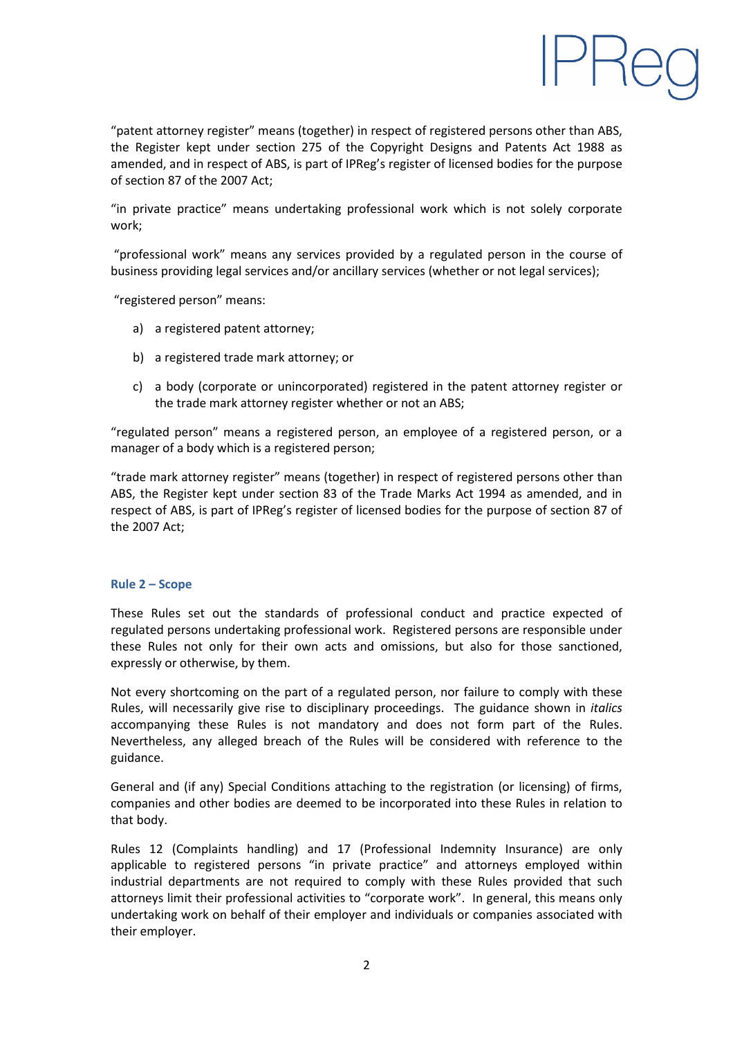"patent attorney register" means (together) in respect of registered persons other than ABS, the Register kept under section 275 of the Copyright Designs and Patents Act 1988 as amended, and in respect of ABS, is part of IPReg's register of licensed bodies for the purpose of section 87 of the 2007 Act;

"in private practice" means undertaking professional work which is not solely corporate work;

"professional work" means any services provided by a regulated person in the course of business providing legal services and/or ancillary services (whether or not legal services);

"registered person" means:

a) a registered patent attorney;

b) a registered trade mark attorney; or

c) a body (corporate or unincorporated) registered in the patent attorney register or the trade mark attorney register whether or not an ABS;

"regulated person" means a registered person, an employee of a registered person, or a manager of a body which is a registered person;

"trade mark attorney register" means (together) in respect of registered persons other than ABS, the Register kept under section 83 of the Trade Marks Act 1994 as amended, and in respect of ABS, is part of IPReg's register of licensed bodies for the purpose of section 87 of the 2007 Act;

### Rule 2 – Scope

These Rules set out the standards of professional conduct and practice expected of regulated persons undertaking professional work. Registered persons are responsible under these Rules not only for their own acts and omissions, but also for those sanctioned, expressly or otherwise, by them.

Not every shortcoming on the part of a regulated person, nor failure to comply with these Rules, will necessarily give rise to disciplinary proceedings. The guidance shown in *italics* accompanying these Rules is not mandatory and does not form part of the Rules. Nevertheless, any alleged breach of the Rules will be considered with reference to the guidance.

General and (if any) Special Conditions attaching to the registration (or licensing) of firms, companies and other bodies are deemed to be incorporated into these Rules in relation to that body.

Rules 12 (Complaints handling) and 17 (Professional Indemnity Insurance) are only applicable to registered persons "in private practice" and attorneys employed within industrial departments are not required to comply with these Rules provided that such attorneys limit their professional activities to "corporate work". In general, this means only undertaking work on behalf of their employer and individuals or companies associated with their employer.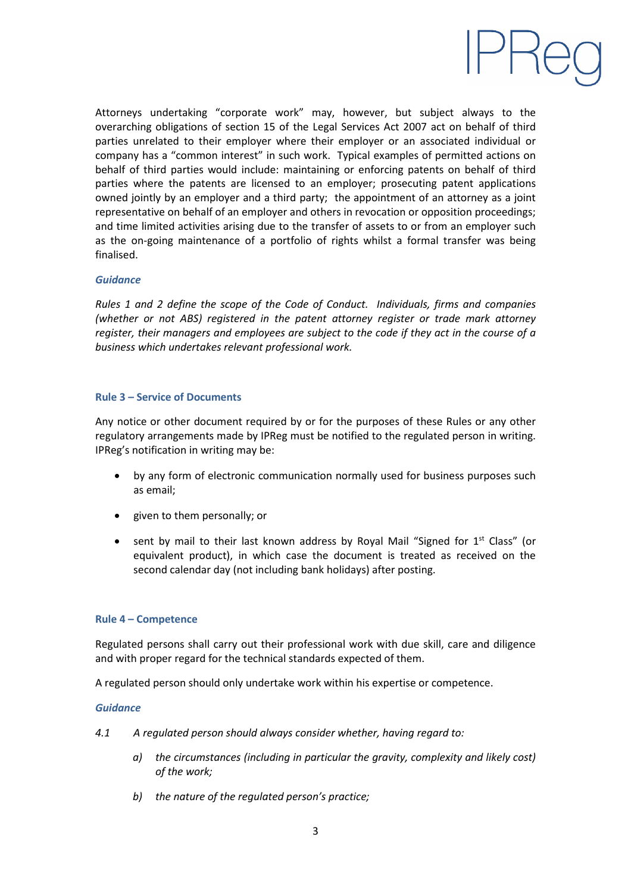Attorneys undertaking "corporate work" may, however, but subject always to the overarching obligations of section 15 of the Legal Services Act 2007 act on behalf of third parties unrelated to their employer where their employer or an associated individual or company has a "common interest" in such work. Typical examples of permitted actions on behalf of third parties would include: maintaining or enforcing patents on behalf of third parties where the patents are licensed to an employer; prosecuting patent applications owned jointly by an employer and a third party; the appointment of an attorney as a joint representative on behalf of an employer and others in revocation or opposition proceedings; and time limited activities arising due to the transfer of assets to or from an employer such as the on-going maintenance of a portfolio of rights whilst a formal transfer was being finalised.

#### *Guidance*

*Rules 1 and 2 define the scope of the Code of Conduct. Individuals, firms and companies (whether or not ABS) registered in the patent attorney register or trade mark attorney register, their managers and employees are subject to the code if they act in the course of a business which undertakes relevant professional work.*

### Rule 3 – Service of Documents

Any notice or other document required by or for the purposes of these Rules or any other regulatory arrangements made by IPReg must be notified to the regulated person in writing. IPReg's notification in writing may be:

- by any form of electronic communication normally used for business purposes such as email;
- given to them personally; or
- sent by mail to their last known address by Royal Mail "Signed for 1st Class" (or equivalent product), in which case the document is treated as received on the second calendar day (not including bank holidays) after posting.

### Rule 4 – Competence

Regulated persons shall carry out their professional work with due skill, care and diligence and with proper regard for the technical standards expected of them.

A regulated person should only undertake work within his expertise or competence.

#### *Guidance*

*4.1 A regulated person should always consider whether, having regard to:*

*a) the circumstances (including in particular the gravity, complexity and likely cost) of the work;*

*b) the nature of the regulated person's practice;*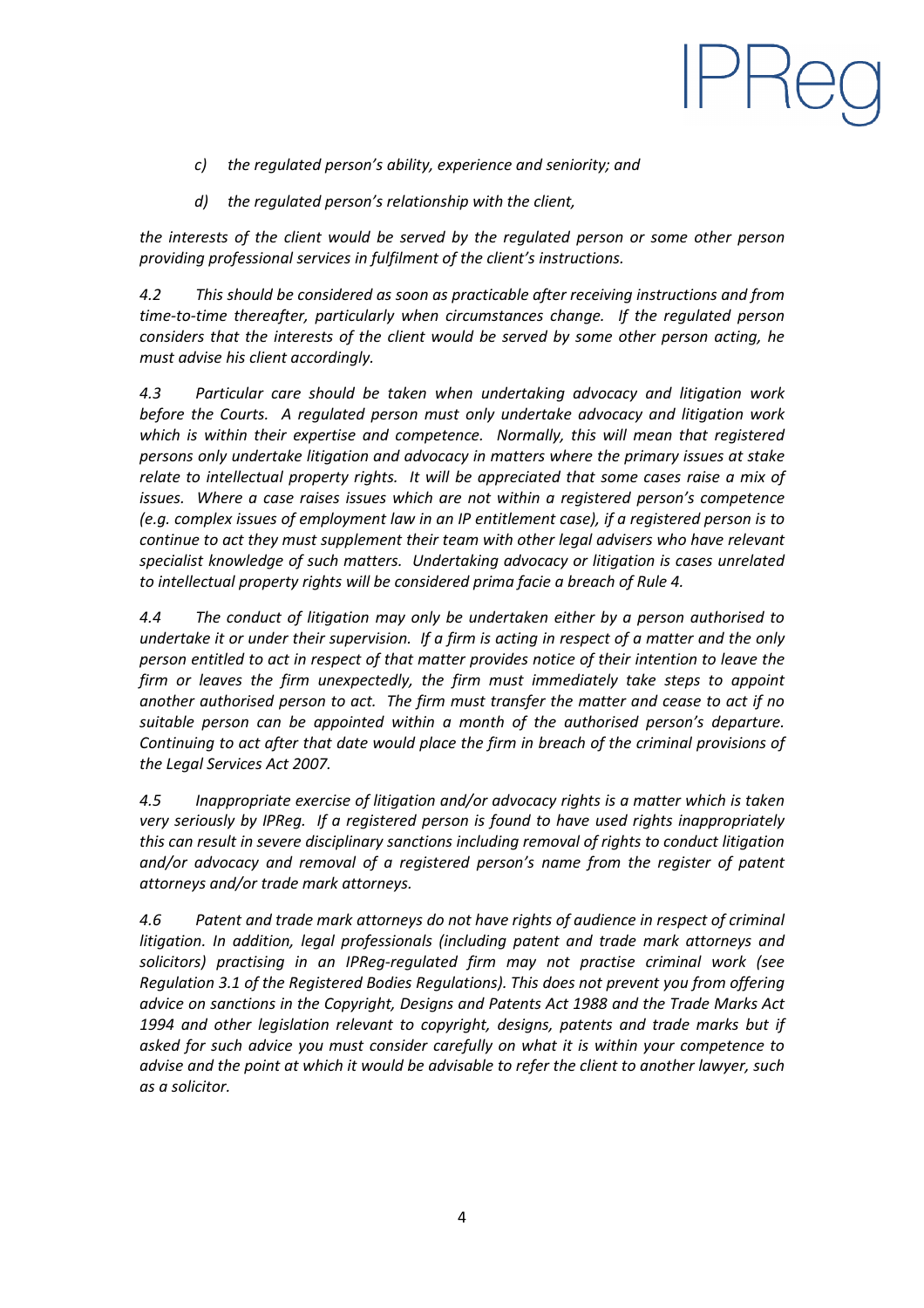*c) the regulated person's ability, experience and seniority; and*

*d) the regulated person's relationship with the client,*

*the interests of the client would be served by the regulated person or some other person providing professional services in fulfilment of the client's instructions.*

*4.2 This should be considered as soon as practicable after receiving instructions and from time-to-time thereafter, particularly when circumstances change. If the regulated person considers that the interests of the client would be served by some other person acting, he must advise his client accordingly.*

*4.3 Particular care should be taken when undertaking advocacy and litigation work before the Courts. A regulated person must only undertake advocacy and litigation work which is within their expertise and competence. Normally, this will mean that registered persons only undertake litigation and advocacy in matters where the primary issues at stake relate to intellectual property rights. It will be appreciated that some cases raise a mix of issues. Where a case raises issues which are not within a registered person's competence (e.g. complex issues of employment law in an IP entitlement case), if a registered person is to continue to act they must supplement their team with other legal advisers who have relevant specialist knowledge of such matters. Undertaking advocacy or litigation is cases unrelated to intellectual property rights will be considered prima facie a breach of Rule 4.*

*4.4 The conduct of litigation may only be undertaken either by a person authorised to undertake it or under their supervision. If a firm is acting in respect of a matter and the only person entitled to act in respect of that matter provides notice of their intention to leave the firm or leaves the firm unexpectedly, the firm must immediately take steps to appoint another authorised person to act. The firm must transfer the matter and cease to act if no suitable person can be appointed within a month of the authorised person's departure. Continuing to act after that date would place the firm in breach of the criminal provisions of the Legal Services Act 2007.*

*4.5 Inappropriate exercise of litigation and/or advocacy rights is a matter which is taken very seriously by IPReg. If a registered person is found to have used rights inappropriately this can result in severe disciplinary sanctions including removal of rights to conduct litigation and/or advocacy and removal of a registered person's name from the register of patent attorneys and/or trade mark attorneys.*

*4.6 Patent and trade mark attorneys do not have rights of audience in respect of criminal litigation. In addition, legal professionals (including patent and trade mark attorneys and solicitors) practising in an IPReg-regulated firm may not practise criminal work (see Regulation 3.1 of the Registered Bodies Regulations). This does not prevent you from offering advice on sanctions in the Copyright, Designs and Patents Act 1988 and the Trade Marks Act 1994 and other legislation relevant to copyright, designs, patents and trade marks but if asked for such advice you must consider carefully on what it is within your competence to advise and the point at which it would be advisable to refer the client to another lawyer, such as a solicitor.*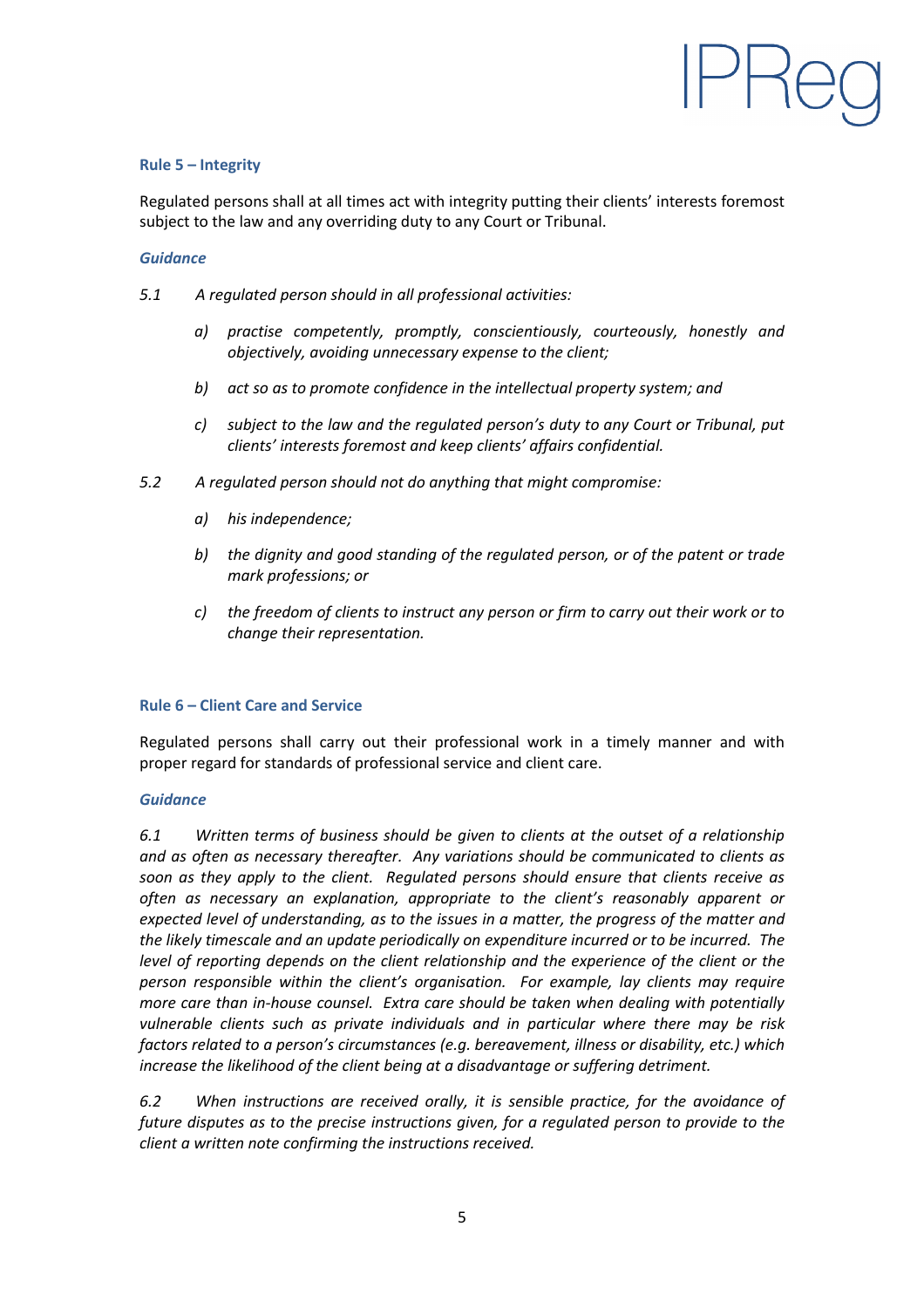### Rule 5 – Integrity

Regulated persons shall at all times act with integrity putting their clients' interests foremost subject to the law and any overriding duty to any Court or Tribunal.

***Guidance***

*5.1 A regulated person should in all professional activities:*

- *a) practise competently, promptly, conscientiously, courteously, honestly and objectively, avoiding unnecessary expense to the client;*
- *b) act so as to promote confidence in the intellectual property system; and*
- *c) subject to the law and the regulated person's duty to any Court or Tribunal, put clients' interests foremost and keep clients' affairs confidential.*

*5.2 A regulated person should not do anything that might compromise:*

- *a) his independence;*
- *b) the dignity and good standing of the regulated person, or of the patent or trade mark professions; or*
- *c) the freedom of clients to instruct any person or firm to carry out their work or to change their representation.*

### Rule 6 – Client Care and Service

Regulated persons shall carry out their professional work in a timely manner and with proper regard for standards of professional service and client care.

***Guidance***

*6.1 Written terms of business should be given to clients at the outset of a relationship and as often as necessary thereafter. Any variations should be communicated to clients as soon as they apply to the client. Regulated persons should ensure that clients receive as often as necessary an explanation, appropriate to the client's reasonably apparent or expected level of understanding, as to the issues in a matter, the progress of the matter and the likely timescale and an update periodically on expenditure incurred or to be incurred. The level of reporting depends on the client relationship and the experience of the client or the person responsible within the client's organisation. For example, lay clients may require more care than in-house counsel. Extra care should be taken when dealing with potentially vulnerable clients such as private individuals and in particular where there may be risk factors related to a person's circumstances (e.g. bereavement, illness or disability, etc.) which increase the likelihood of the client being at a disadvantage or suffering detriment.*

*6.2 When instructions are received orally, it is sensible practice, for the avoidance of future disputes as to the precise instructions given, for a regulated person to provide to the client a written note confirming the instructions received.*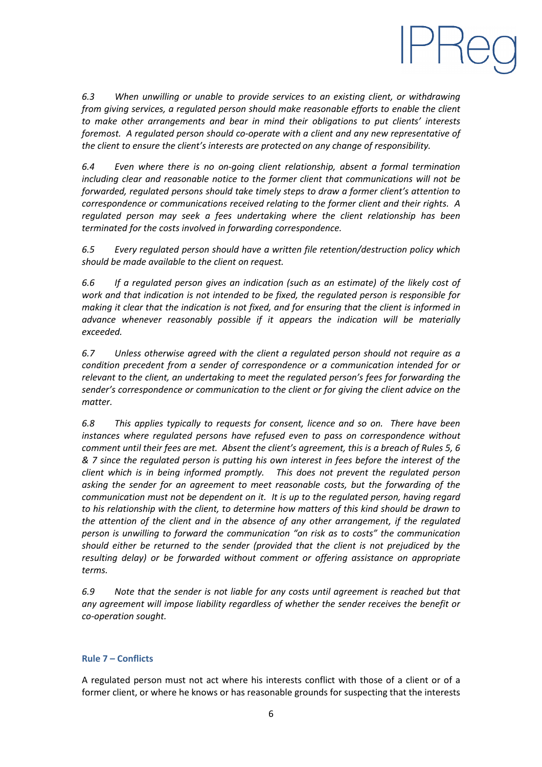*6.3 When unwilling or unable to provide services to an existing client, or withdrawing from giving services, a regulated person should make reasonable efforts to enable the client to make other arrangements and bear in mind their obligations to put clients' interests foremost. A regulated person should co-operate with a client and any new representative of the client to ensure the client's interests are protected on any change of responsibility.*

*6.4 Even where there is no on-going client relationship, absent a formal termination including clear and reasonable notice to the former client that communications will not be forwarded, regulated persons should take timely steps to draw a former client's attention to correspondence or communications received relating to the former client and their rights. A regulated person may seek a fees undertaking where the client relationship has been terminated for the costs involved in forwarding correspondence.*

*6.5 Every regulated person should have a written file retention/destruction policy which should be made available to the client on request.*

*6.6 If a regulated person gives an indication (such as an estimate) of the likely cost of work and that indication is not intended to be fixed, the regulated person is responsible for making it clear that the indication is not fixed, and for ensuring that the client is informed in advance whenever reasonably possible if it appears the indication will be materially exceeded.*

*6.7 Unless otherwise agreed with the client a regulated person should not require as a condition precedent from a sender of correspondence or a communication intended for or relevant to the client, an undertaking to meet the regulated person's fees for forwarding the sender's correspondence or communication to the client or for giving the client advice on the matter.*

*6.8 This applies typically to requests for consent, licence and so on. There have been instances where regulated persons have refused even to pass on correspondence without comment until their fees are met. Absent the client's agreement, this is a breach of Rules 5, 6 & 7 since the regulated person is putting his own interest in fees before the interest of the client which is in being informed promptly. This does not prevent the regulated person asking the sender for an agreement to meet reasonable costs, but the forwarding of the communication must not be dependent on it. It is up to the regulated person, having regard to his relationship with the client, to determine how matters of this kind should be drawn to the attention of the client and in the absence of any other arrangement, if the regulated person is unwilling to forward the communication "on risk as to costs" the communication should either be returned to the sender (provided that the client is not prejudiced by the resulting delay) or be forwarded without comment or offering assistance on appropriate terms.*

*6.9 Note that the sender is not liable for any costs until agreement is reached but that any agreement will impose liability regardless of whether the sender receives the benefit or co-operation sought.*

### Rule 7 – Conflicts

A regulated person must not act where his interests conflict with those of a client or of a former client, or where he knows or has reasonable grounds for suspecting that the interests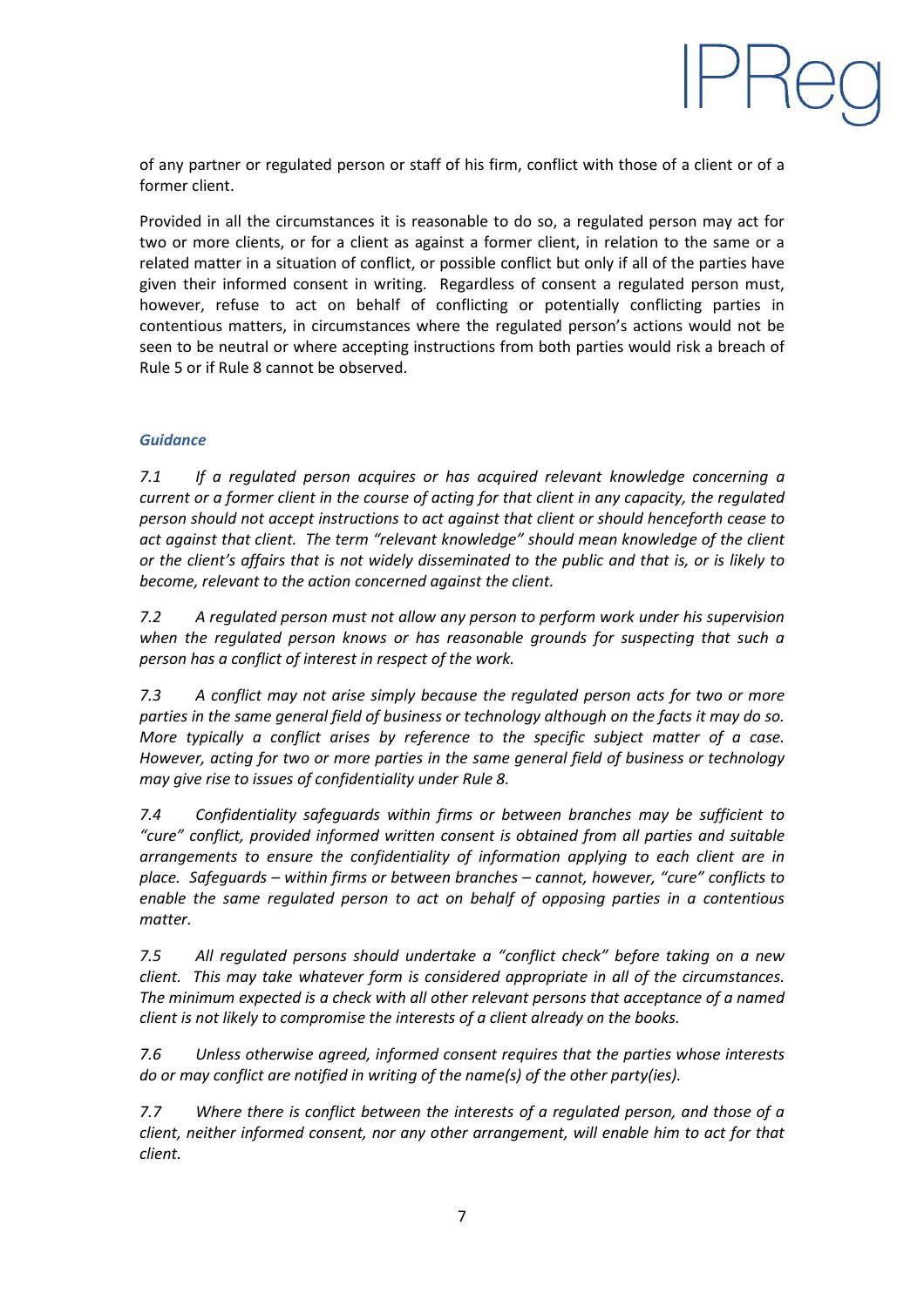of any partner or regulated person or staff of his firm, conflict with those of a client or of a former client.

Provided in all the circumstances it is reasonable to do so, a regulated person may act for two or more clients, or for a client as against a former client, in relation to the same or a related matter in a situation of conflict, or possible conflict but only if all of the parties have given their informed consent in writing. Regardless of consent a regulated person must, however, refuse to act on behalf of conflicting or potentially conflicting parties in contentious matters, in circumstances where the regulated person's actions would not be seen to be neutral or where accepting instructions from both parties would risk a breach of Rule 5 or if Rule 8 cannot be observed.

***Guidance***

*7.1 If a regulated person acquires or has acquired relevant knowledge concerning a current or a former client in the course of acting for that client in any capacity, the regulated person should not accept instructions to act against that client or should henceforth cease to act against that client. The term "relevant knowledge" should mean knowledge of the client or the client's affairs that is not widely disseminated to the public and that is, or is likely to become, relevant to the action concerned against the client.*

*7.2 A regulated person must not allow any person to perform work under his supervision when the regulated person knows or has reasonable grounds for suspecting that such a person has a conflict of interest in respect of the work.*

*7.3 A conflict may not arise simply because the regulated person acts for two or more parties in the same general field of business or technology although on the facts it may do so. More typically a conflict arises by reference to the specific subject matter of a case. However, acting for two or more parties in the same general field of business or technology may give rise to issues of confidentiality under Rule 8.*

*7.4 Confidentiality safeguards within firms or between branches may be sufficient to "cure" conflict, provided informed written consent is obtained from all parties and suitable arrangements to ensure the confidentiality of information applying to each client are in place. Safeguards – within firms or between branches – cannot, however, "cure" conflicts to enable the same regulated person to act on behalf of opposing parties in a contentious matter.*

*7.5 All regulated persons should undertake a "conflict check" before taking on a new client. This may take whatever form is considered appropriate in all of the circumstances. The minimum expected is a check with all other relevant persons that acceptance of a named client is not likely to compromise the interests of a client already on the books.*

*7.6 Unless otherwise agreed, informed consent requires that the parties whose interests do or may conflict are notified in writing of the name(s) of the other party(ies).*

*7.7 Where there is conflict between the interests of a regulated person, and those of a client, neither informed consent, nor any other arrangement, will enable him to act for that client.*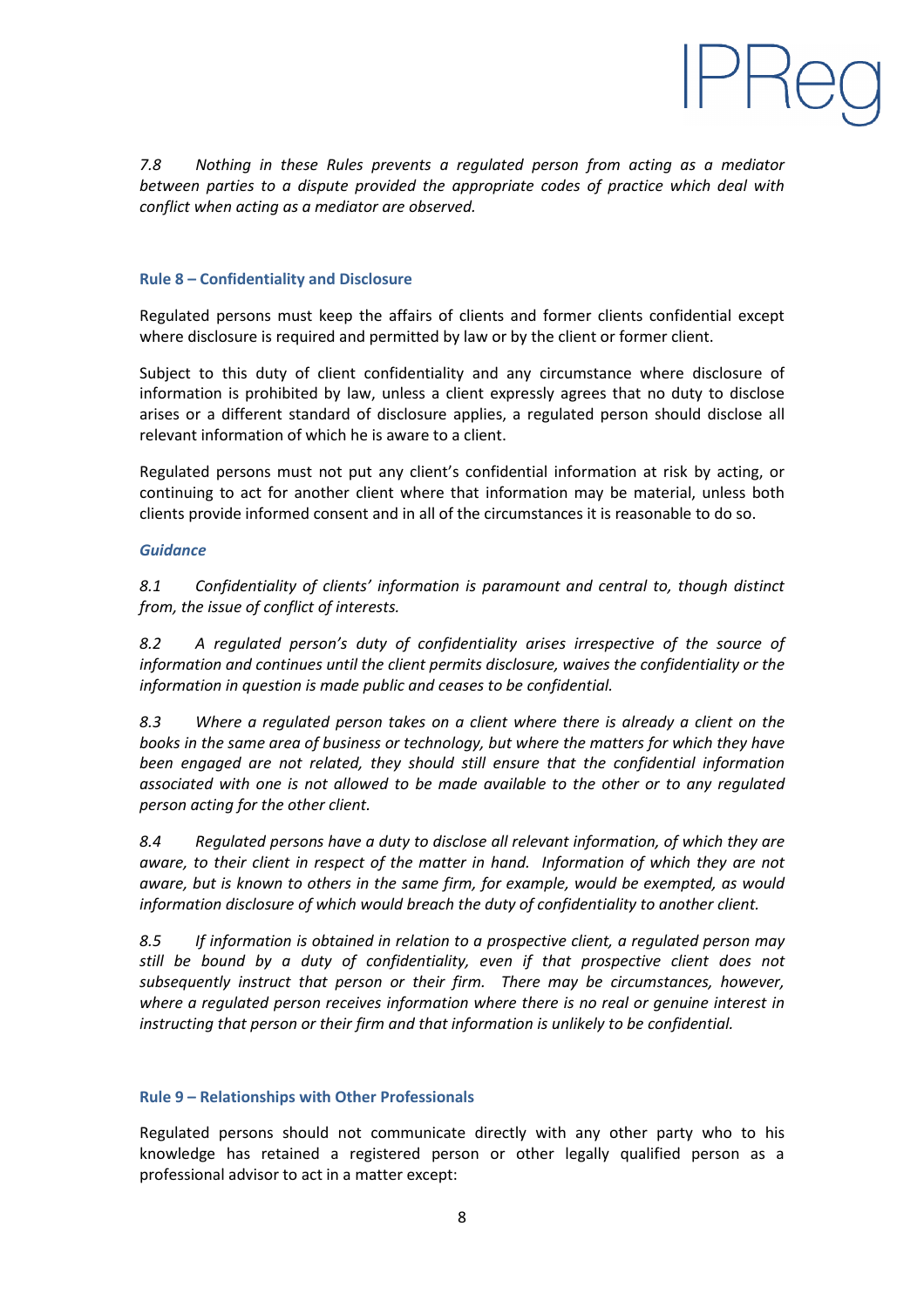*7.8 Nothing in these Rules prevents a regulated person from acting as a mediator between parties to a dispute provided the appropriate codes of practice which deal with conflict when acting as a mediator are observed.*

### Rule 8 – Confidentiality and Disclosure

Regulated persons must keep the affairs of clients and former clients confidential except where disclosure is required and permitted by law or by the client or former client.

Subject to this duty of client confidentiality and any circumstance where disclosure of information is prohibited by law, unless a client expressly agrees that no duty to disclose arises or a different standard of disclosure applies, a regulated person should disclose all relevant information of which he is aware to a client.

Regulated persons must not put any client's confidential information at risk by acting, or continuing to act for another client where that information may be material, unless both clients provide informed consent and in all of the circumstances it is reasonable to do so.

#### *Guidance*

*8.1 Confidentiality of clients' information is paramount and central to, though distinct from, the issue of conflict of interests.*

*8.2 A regulated person's duty of confidentiality arises irrespective of the source of information and continues until the client permits disclosure, waives the confidentiality or the information in question is made public and ceases to be confidential.*

*8.3 Where a regulated person takes on a client where there is already a client on the books in the same area of business or technology, but where the matters for which they have been engaged are not related, they should still ensure that the confidential information associated with one is not allowed to be made available to the other or to any regulated person acting for the other client.*

*8.4 Regulated persons have a duty to disclose all relevant information, of which they are aware, to their client in respect of the matter in hand. Information of which they are not aware, but is known to others in the same firm, for example, would be exempted, as would information disclosure of which would breach the duty of confidentiality to another client.*

*8.5 If information is obtained in relation to a prospective client, a regulated person may still be bound by a duty of confidentiality, even if that prospective client does not subsequently instruct that person or their firm. There may be circumstances, however, where a regulated person receives information where there is no real or genuine interest in instructing that person or their firm and that information is unlikely to be confidential.*

### Rule 9 – Relationships with Other Professionals

Regulated persons should not communicate directly with any other party who to his knowledge has retained a registered person or other legally qualified person as a professional advisor to act in a matter except: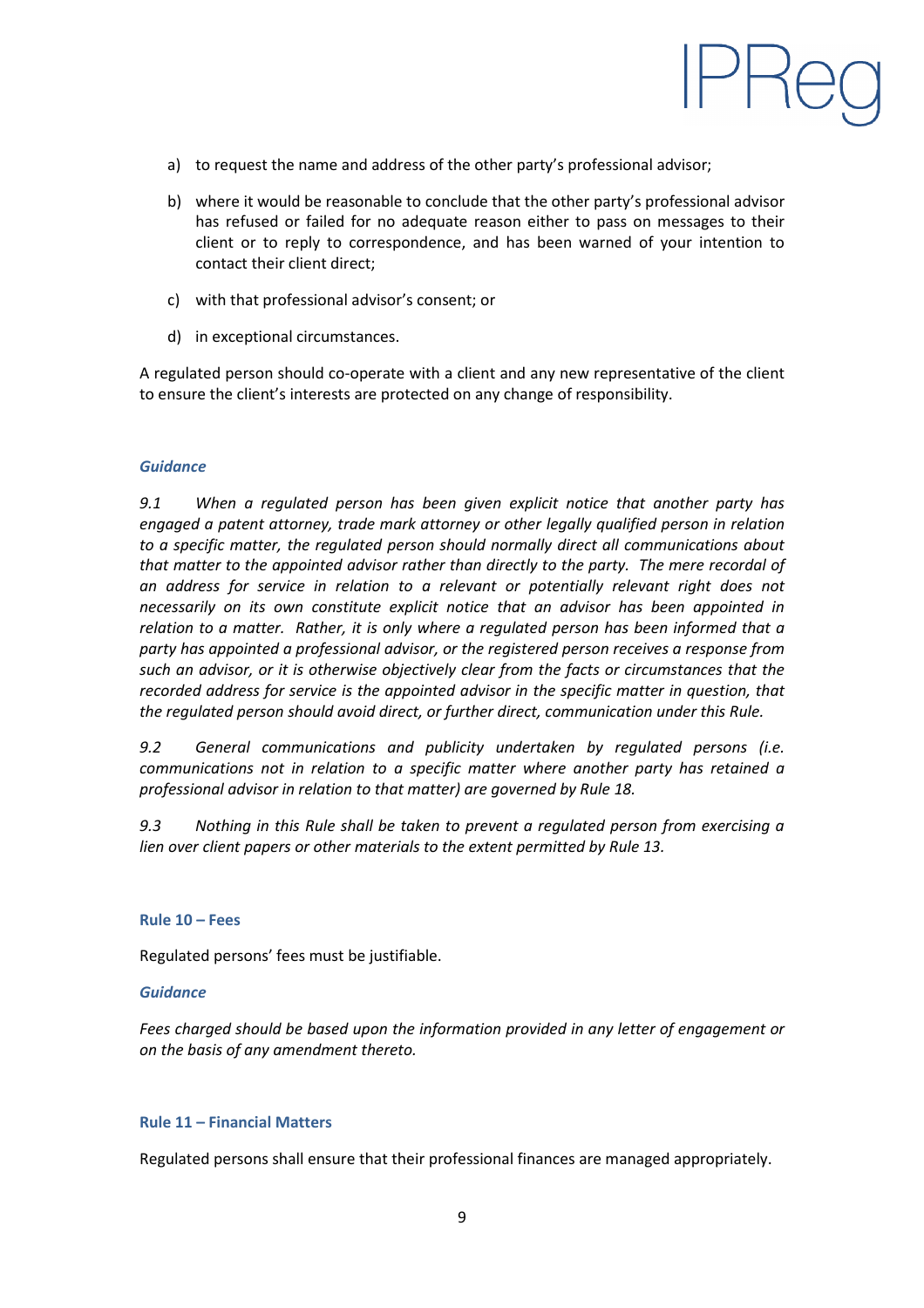a) to request the name and address of the other party's professional advisor;

b) where it would be reasonable to conclude that the other party's professional advisor has refused or failed for no adequate reason either to pass on messages to their client or to reply to correspondence, and has been warned of your intention to contact their client direct;

c) with that professional advisor's consent; or

d) in exceptional circumstances.

A regulated person should co-operate with a client and any new representative of the client to ensure the client's interests are protected on any change of responsibility.

#### *Guidance*

*9.1 When a regulated person has been given explicit notice that another party has engaged a patent attorney, trade mark attorney or other legally qualified person in relation to a specific matter, the regulated person should normally direct all communications about that matter to the appointed advisor rather than directly to the party. The mere recordal of an address for service in relation to a relevant or potentially relevant right does not necessarily on its own constitute explicit notice that an advisor has been appointed in relation to a matter. Rather, it is only where a regulated person has been informed that a party has appointed a professional advisor, or the registered person receives a response from such an advisor, or it is otherwise objectively clear from the facts or circumstances that the recorded address for service is the appointed advisor in the specific matter in question, that the regulated person should avoid direct, or further direct, communication under this Rule.*

*9.2 General communications and publicity undertaken by regulated persons (i.e. communications not in relation to a specific matter where another party has retained a professional advisor in relation to that matter) are governed by Rule 18.*

*9.3 Nothing in this Rule shall be taken to prevent a regulated person from exercising a lien over client papers or other materials to the extent permitted by Rule 13.*

### Rule 10 – Fees

Regulated persons' fees must be justifiable.

#### *Guidance*

*Fees charged should be based upon the information provided in any letter of engagement or on the basis of any amendment thereto.*

### Rule 11 – Financial Matters

Regulated persons shall ensure that their professional finances are managed appropriately.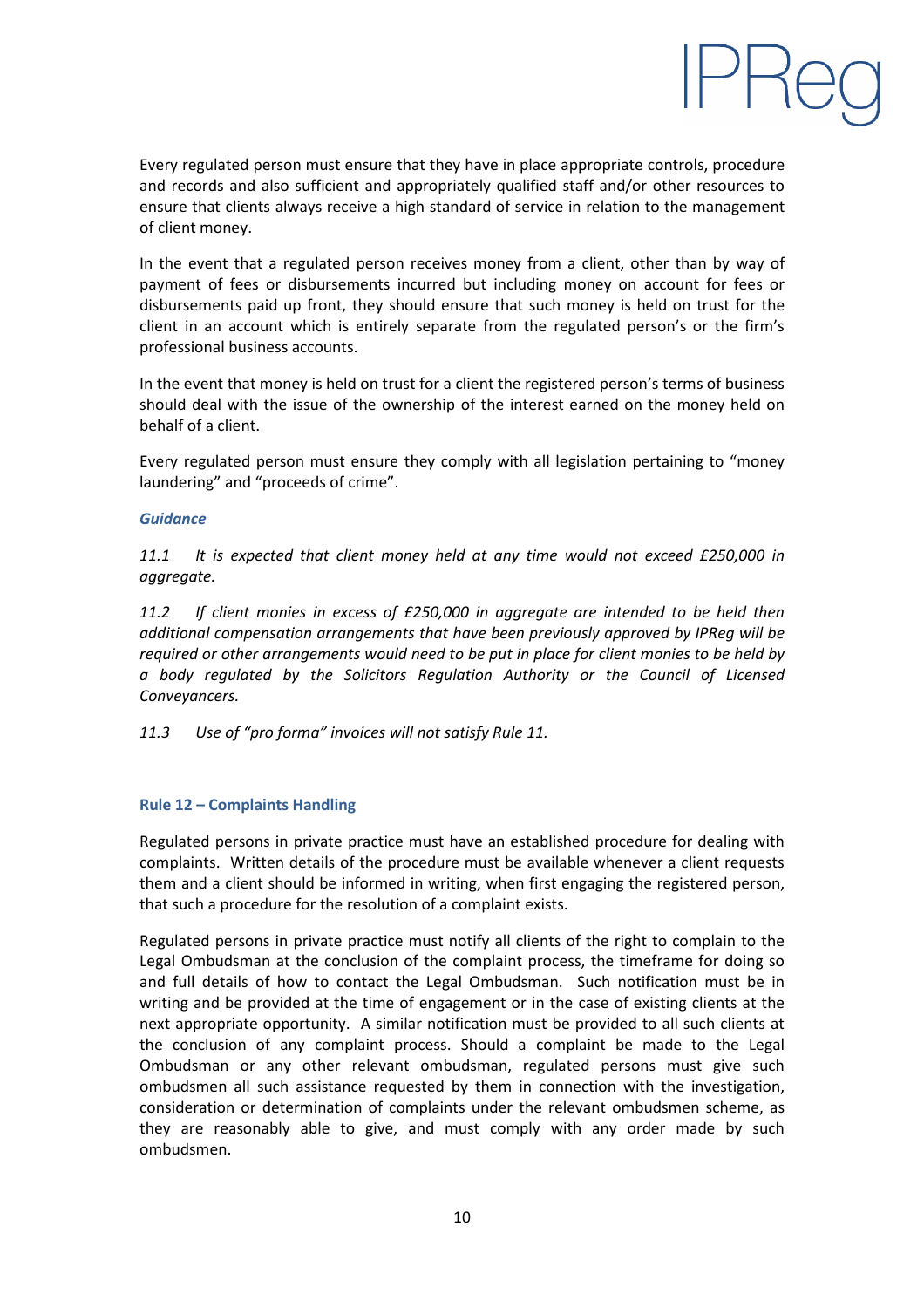Every regulated person must ensure that they have in place appropriate controls, procedure and records and also sufficient and appropriately qualified staff and/or other resources to ensure that clients always receive a high standard of service in relation to the management of client money.

In the event that a regulated person receives money from a client, other than by way of payment of fees or disbursements incurred but including money on account for fees or disbursements paid up front, they should ensure that such money is held on trust for the client in an account which is entirely separate from the regulated person's or the firm's professional business accounts.

In the event that money is held on trust for a client the registered person's terms of business should deal with the issue of the ownership of the interest earned on the money held on behalf of a client.

Every regulated person must ensure they comply with all legislation pertaining to "money laundering" and "proceeds of crime".

***Guidance***

*11.1 It is expected that client money held at any time would not exceed £250,000 in aggregate.*

*11.2 If client monies in excess of £250,000 in aggregate are intended to be held then additional compensation arrangements that have been previously approved by IPReg will be required or other arrangements would need to be put in place for client monies to be held by a body regulated by the Solicitors Regulation Authority or the Council of Licensed Conveyancers.*

*11.3 Use of "pro forma" invoices will not satisfy Rule 11.*

### Rule 12 – Complaints Handling

Regulated persons in private practice must have an established procedure for dealing with complaints. Written details of the procedure must be available whenever a client requests them and a client should be informed in writing, when first engaging the registered person, that such a procedure for the resolution of a complaint exists.

Regulated persons in private practice must notify all clients of the right to complain to the Legal Ombudsman at the conclusion of the complaint process, the timeframe for doing so and full details of how to contact the Legal Ombudsman. Such notification must be in writing and be provided at the time of engagement or in the case of existing clients at the next appropriate opportunity. A similar notification must be provided to all such clients at the conclusion of any complaint process. Should a complaint be made to the Legal Ombudsman or any other relevant ombudsman, regulated persons must give such ombudsmen all such assistance requested by them in connection with the investigation, consideration or determination of complaints under the relevant ombudsmen scheme, as they are reasonably able to give, and must comply with any order made by such ombudsmen.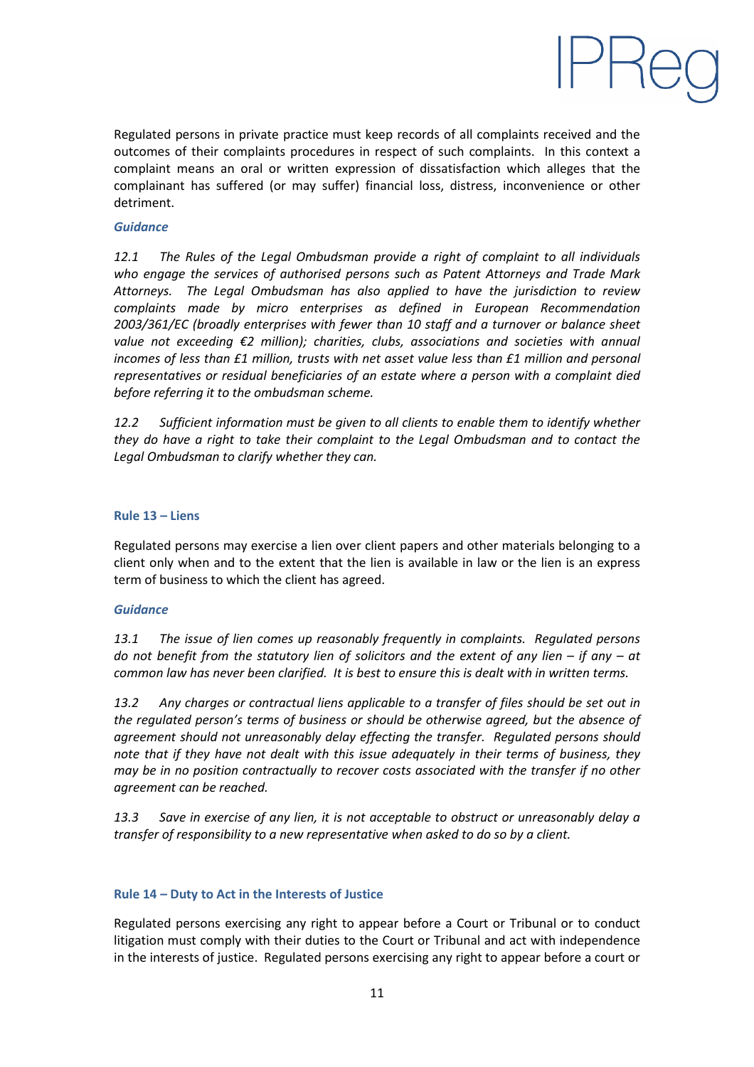Regulated persons in private practice must keep records of all complaints received and the outcomes of their complaints procedures in respect of such complaints. In this context a complaint means an oral or written expression of dissatisfaction which alleges that the complainant has suffered (or may suffer) financial loss, distress, inconvenience or other detriment.

***Guidance***

*12.1 The Rules of the Legal Ombudsman provide a right of complaint to all individuals who engage the services of authorised persons such as Patent Attorneys and Trade Mark Attorneys. The Legal Ombudsman has also applied to have the jurisdiction to review complaints made by micro enterprises as defined in European Recommendation 2003/361/EC (broadly enterprises with fewer than 10 staff and a turnover or balance sheet value not exceeding €2 million); charities, clubs, associations and societies with annual incomes of less than £1 million, trusts with net asset value less than £1 million and personal representatives or residual beneficiaries of an estate where a person with a complaint died before referring it to the ombudsman scheme.*

*12.2 Sufficient information must be given to all clients to enable them to identify whether they do have a right to take their complaint to the Legal Ombudsman and to contact the Legal Ombudsman to clarify whether they can.*

### Rule 13 – Liens

Regulated persons may exercise a lien over client papers and other materials belonging to a client only when and to the extent that the lien is available in law or the lien is an express term of business to which the client has agreed.

***Guidance***

*13.1 The issue of lien comes up reasonably frequently in complaints. Regulated persons do not benefit from the statutory lien of solicitors and the extent of any lien – if any – at common law has never been clarified. It is best to ensure this is dealt with in written terms.*

*13.2 Any charges or contractual liens applicable to a transfer of files should be set out in the regulated person's terms of business or should be otherwise agreed, but the absence of agreement should not unreasonably delay effecting the transfer. Regulated persons should note that if they have not dealt with this issue adequately in their terms of business, they may be in no position contractually to recover costs associated with the transfer if no other agreement can be reached.*

*13.3 Save in exercise of any lien, it is not acceptable to obstruct or unreasonably delay a transfer of responsibility to a new representative when asked to do so by a client.*

### Rule 14 – Duty to Act in the Interests of Justice

Regulated persons exercising any right to appear before a Court or Tribunal or to conduct litigation must comply with their duties to the Court or Tribunal and act with independence in the interests of justice. Regulated persons exercising any right to appear before a court or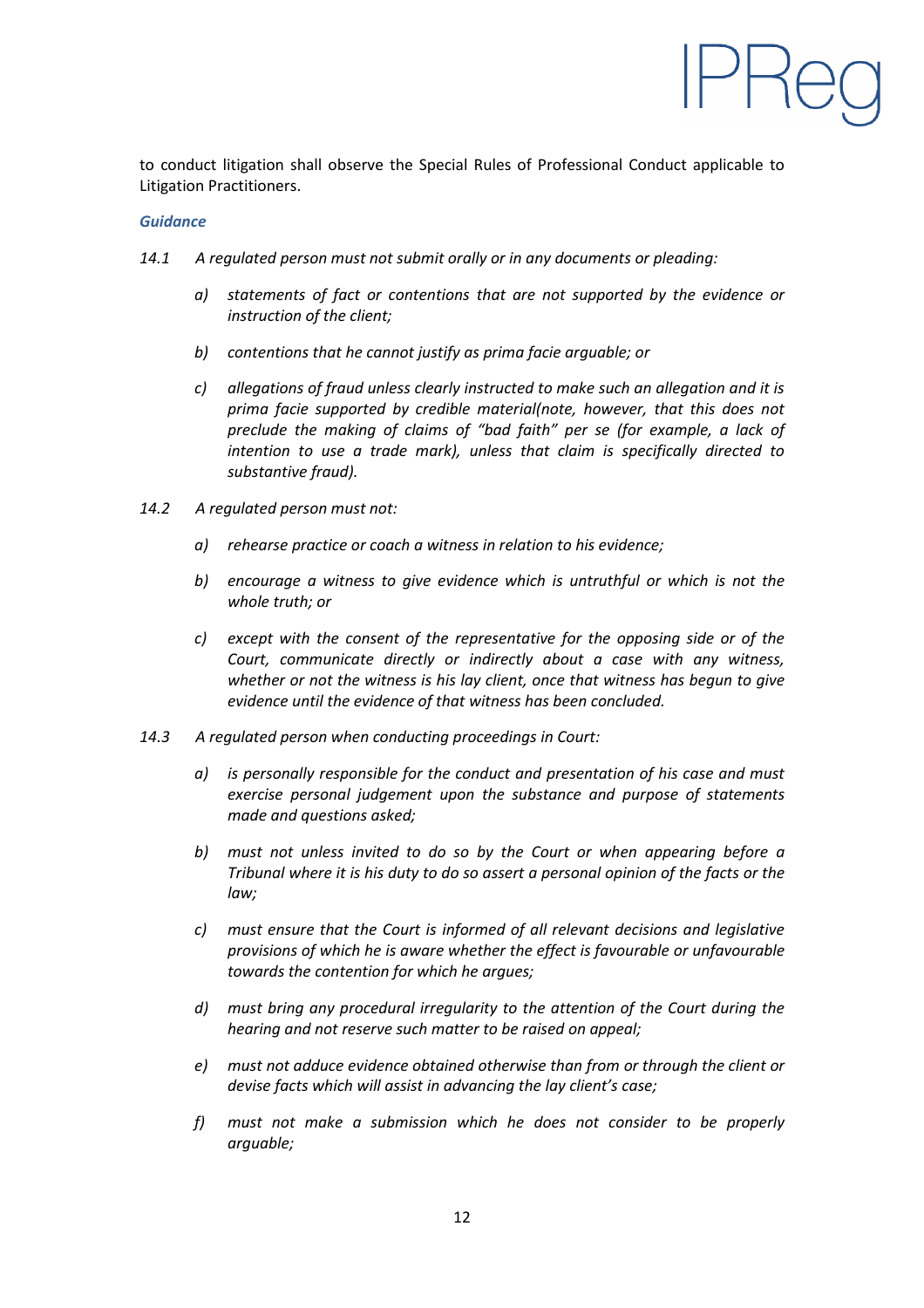to conduct litigation shall observe the Special Rules of Professional Conduct applicable to Litigation Practitioners.

***Guidance***

*14.1 A regulated person must not submit orally or in any documents or pleading:*

- *a) statements of fact or contentions that are not supported by the evidence or instruction of the client;*
- *b) contentions that he cannot justify as prima facie arguable; or*
- *c) allegations of fraud unless clearly instructed to make such an allegation and it is prima facie supported by credible material(note, however, that this does not preclude the making of claims of "bad faith" per se (for example, a lack of intention to use a trade mark), unless that claim is specifically directed to substantive fraud).*

*14.2 A regulated person must not:*

- *a) rehearse practice or coach a witness in relation to his evidence;*
- *b) encourage a witness to give evidence which is untruthful or which is not the whole truth; or*
- *c) except with the consent of the representative for the opposing side or of the Court, communicate directly or indirectly about a case with any witness, whether or not the witness is his lay client, once that witness has begun to give evidence until the evidence of that witness has been concluded.*

*14.3 A regulated person when conducting proceedings in Court:*

- *a) is personally responsible for the conduct and presentation of his case and must exercise personal judgement upon the substance and purpose of statements made and questions asked;*
- *b) must not unless invited to do so by the Court or when appearing before a Tribunal where it is his duty to do so assert a personal opinion of the facts or the law;*
- *c) must ensure that the Court is informed of all relevant decisions and legislative provisions of which he is aware whether the effect is favourable or unfavourable towards the contention for which he argues;*
- *d) must bring any procedural irregularity to the attention of the Court during the hearing and not reserve such matter to be raised on appeal;*
- *e) must not adduce evidence obtained otherwise than from or through the client or devise facts which will assist in advancing the lay client's case;*
- *f) must not make a submission which he does not consider to be properly arguable;*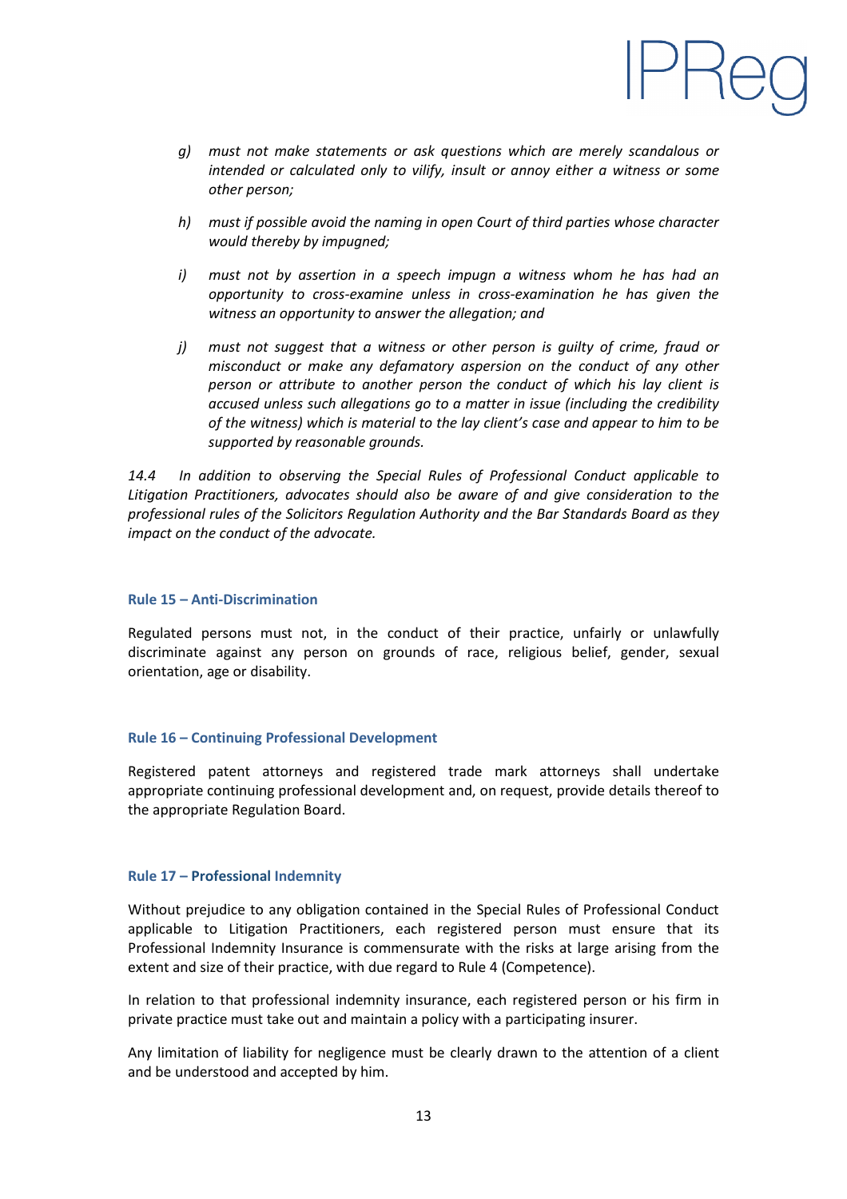*g) must not make statements or ask questions which are merely scandalous or intended or calculated only to vilify, insult or annoy either a witness or some other person;*

*h) must if possible avoid the naming in open Court of third parties whose character would thereby by impugned;*

*i) must not by assertion in a speech impugn a witness whom he has had an opportunity to cross-examine unless in cross-examination he has given the witness an opportunity to answer the allegation; and*

*j) must not suggest that a witness or other person is guilty of crime, fraud or misconduct or make any defamatory aspersion on the conduct of any other person or attribute to another person the conduct of which his lay client is accused unless such allegations go to a matter in issue (including the credibility of the witness) which is material to the lay client's case and appear to him to be supported by reasonable grounds.*

*14.4 In addition to observing the Special Rules of Professional Conduct applicable to Litigation Practitioners, advocates should also be aware of and give consideration to the professional rules of the Solicitors Regulation Authority and the Bar Standards Board as they impact on the conduct of the advocate.*

## Rule 15 – Anti-Discrimination

Regulated persons must not, in the conduct of their practice, unfairly or unlawfully discriminate against any person on grounds of race, religious belief, gender, sexual orientation, age or disability.

## Rule 16 – Continuing Professional Development

Registered patent attorneys and registered trade mark attorneys shall undertake appropriate continuing professional development and, on request, provide details thereof to the appropriate Regulation Board.

## Rule 17 – Professional Indemnity

Without prejudice to any obligation contained in the Special Rules of Professional Conduct applicable to Litigation Practitioners, each registered person must ensure that its Professional Indemnity Insurance is commensurate with the risks at large arising from the extent and size of their practice, with due regard to Rule 4 (Competence).

In relation to that professional indemnity insurance, each registered person or his firm in private practice must take out and maintain a policy with a participating insurer.

Any limitation of liability for negligence must be clearly drawn to the attention of a client and be understood and accepted by him.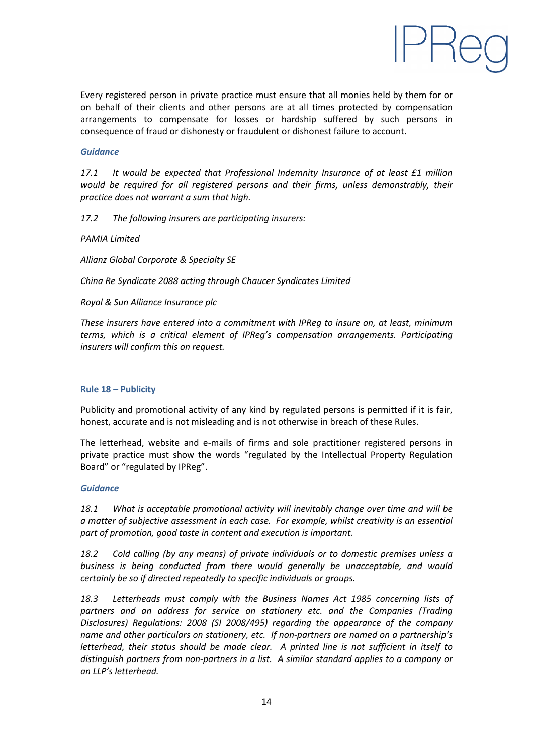Every registered person in private practice must ensure that all monies held by them for or on behalf of their clients and other persons are at all times protected by compensation arrangements to compensate for losses or hardship suffered by such persons in consequence of fraud or dishonesty or fraudulent or dishonest failure to account.

***Guidance***

*17.1 It would be expected that Professional Indemnity Insurance of at least £1 million would be required for all registered persons and their firms, unless demonstrably, their practice does not warrant a sum that high.*

*17.2 The following insurers are participating insurers:*

*PAMIA Limited*

*Allianz Global Corporate & Specialty SE*

*China Re Syndicate 2088 acting through Chaucer Syndicates Limited*

*Royal & Sun Alliance Insurance plc*

*These insurers have entered into a commitment with IPReg to insure on, at least, minimum terms, which is a critical element of IPReg's compensation arrangements. Participating insurers will confirm this on request.*

### Rule 18 – Publicity

Publicity and promotional activity of any kind by regulated persons is permitted if it is fair, honest, accurate and is not misleading and is not otherwise in breach of these Rules.

The letterhead, website and e-mails of firms and sole practitioner registered persons in private practice must show the words "regulated by the Intellectual Property Regulation Board" or "regulated by IPReg".

***Guidance***

*18.1 What is acceptable promotional activity will inevitably change over time and will be a matter of subjective assessment in each case. For example, whilst creativity is an essential part of promotion, good taste in content and execution is important.*

*18.2 Cold calling (by any means) of private individuals or to domestic premises unless a business is being conducted from there would generally be unacceptable, and would certainly be so if directed repeatedly to specific individuals or groups.*

*18.3 Letterheads must comply with the Business Names Act 1985 concerning lists of partners and an address for service on stationery etc. and the Companies (Trading Disclosures) Regulations: 2008 (SI 2008/495) regarding the appearance of the company name and other particulars on stationery, etc. If non-partners are named on a partnership's letterhead, their status should be made clear. A printed line is not sufficient in itself to distinguish partners from non-partners in a list. A similar standard applies to a company or an LLP's letterhead.*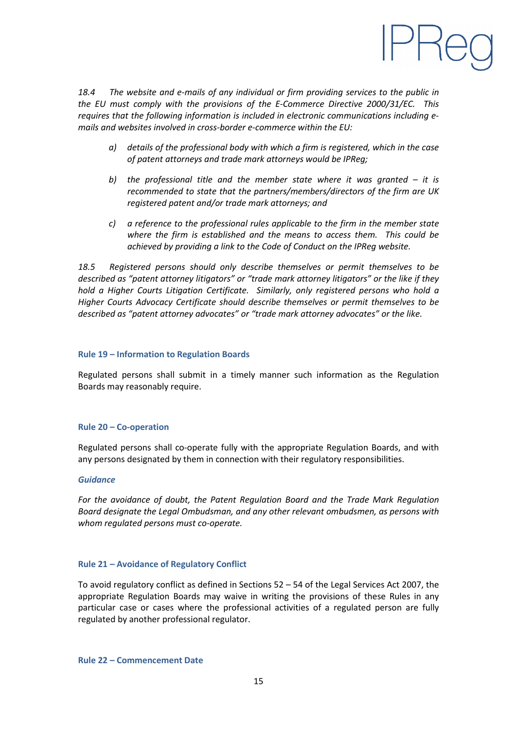*18.4 The website and e-mails of any individual or firm providing services to the public in the EU must comply with the provisions of the E-Commerce Directive 2000/31/EC. This requires that the following information is included in electronic communications including e-mails and websites involved in cross-border e-commerce within the EU:*

*a) details of the professional body with which a firm is registered, which in the case of patent attorneys and trade mark attorneys would be IPReg;*

*b) the professional title and the member state where it was granted – it is recommended to state that the partners/members/directors of the firm are UK registered patent and/or trade mark attorneys; and*

*c) a reference to the professional rules applicable to the firm in the member state where the firm is established and the means to access them. This could be achieved by providing a link to the Code of Conduct on the IPReg website.*

*18.5 Registered persons should only describe themselves or permit themselves to be described as "patent attorney litigators" or "trade mark attorney litigators" or the like if they hold a Higher Courts Litigation Certificate. Similarly, only registered persons who hold a Higher Courts Advocacy Certificate should describe themselves or permit themselves to be described as "patent attorney advocates" or "trade mark attorney advocates" or the like.*

### Rule 19 – Information to Regulation Boards

Regulated persons shall submit in a timely manner such information as the Regulation Boards may reasonably require.

### Rule 20 – Co-operation

Regulated persons shall co-operate fully with the appropriate Regulation Boards, and with any persons designated by them in connection with their regulatory responsibilities.

***Guidance***

*For the avoidance of doubt, the Patent Regulation Board and the Trade Mark Regulation Board designate the Legal Ombudsman, and any other relevant ombudsmen, as persons with whom regulated persons must co-operate.*

### Rule 21 – Avoidance of Regulatory Conflict

To avoid regulatory conflict as defined in Sections 52 – 54 of the Legal Services Act 2007, the appropriate Regulation Boards may waive in writing the provisions of these Rules in any particular case or cases where the professional activities of a regulated person are fully regulated by another professional regulator.

### Rule 22 – Commencement Date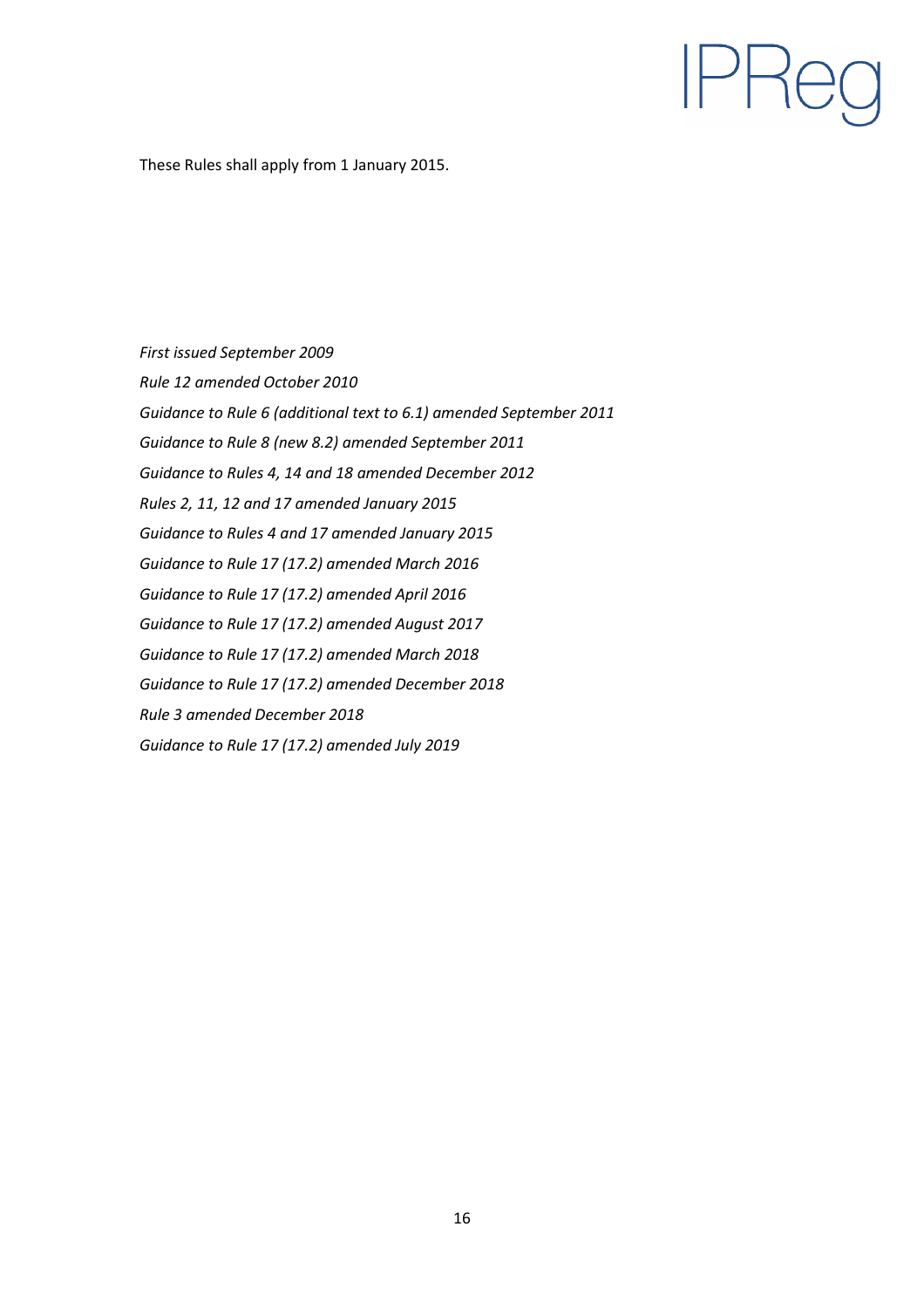These Rules shall apply from 1 January 2015.

*First issued September 2009*

*Rule 12 amended October 2010*

*Guidance to Rule 6 (additional text to 6.1) amended September 2011*

*Guidance to Rule 8 (new 8.2) amended September 2011*

*Guidance to Rules 4, 14 and 18 amended December 2012*

*Rules 2, 11, 12 and 17 amended January 2015*

*Guidance to Rules 4 and 17 amended January 2015*

*Guidance to Rule 17 (17.2) amended March 2016*

*Guidance to Rule 17 (17.2) amended April 2016*

*Guidance to Rule 17 (17.2) amended August 2017*

*Guidance to Rule 17 (17.2) amended March 2018*

*Guidance to Rule 17 (17.2) amended December 2018*

*Rule 3 amended December 2018*

*Guidance to Rule 17 (17.2) amended July 2019*